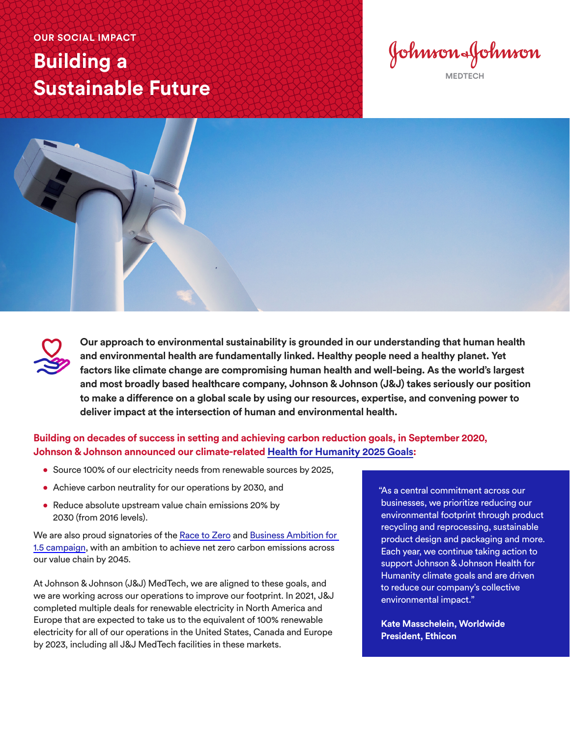OUR SOCIAL IMPACT

# Building a Sustainable Future

Johnson & Johnson MEDTECH

**Our approach to environmental sustainability is grounded in our understanding that human health and environmental health are fundamentally linked. Healthy people need a healthy planet. Yet factors like climate change are compromising human health and well-being. As the world's largest and most broadly based healthcare company, Johnson & Johnson (J&J) takes seriously our position to make a difference on a global scale by using our resources, expertise, and convening power to deliver impact at the intersection of human and environmental health.**

**Building on decades of success in setting and achieving carbon reduction goals, in September 2020, Johnson & Johnson announced our climate-related Health for Humanity 2025 Goals:**

- Source 100% of our electricity needs from renewable sources by 2025,
- Achieve carbon neutrality for our operations by 2030, and
- Reduce absolute upstream value chain emissions 20% by 2030 (from 2016 levels).

We are also proud signatories of the Race to Zero and Business Ambition for 1.5 campaign, with an ambition to achieve net zero carbon emissions across our value chain by 2045.

At Johnson & Johnson (J&J) MedTech, we are aligned to these goals, and we are working across our operations to improve our footprint. In 2021, J&J completed multiple deals for renewable electricity in North America and Europe that are expected to take us to the equivalent of 100% renewable electricity for all of our operations in the United States, Canada and Europe by 2023, including all J&J MedTech facilities in these markets.

"As a central commitment across our businesses, we prioritize reducing our environmental footprint through product recycling and reprocessing, sustainable product design and packaging and more. Each year, we continue taking action to support Johnson & Johnson Health for Humanity climate goals and are driven to reduce our company's collective environmental impact."

**Kate Masschelein, Worldwide President, Ethicon**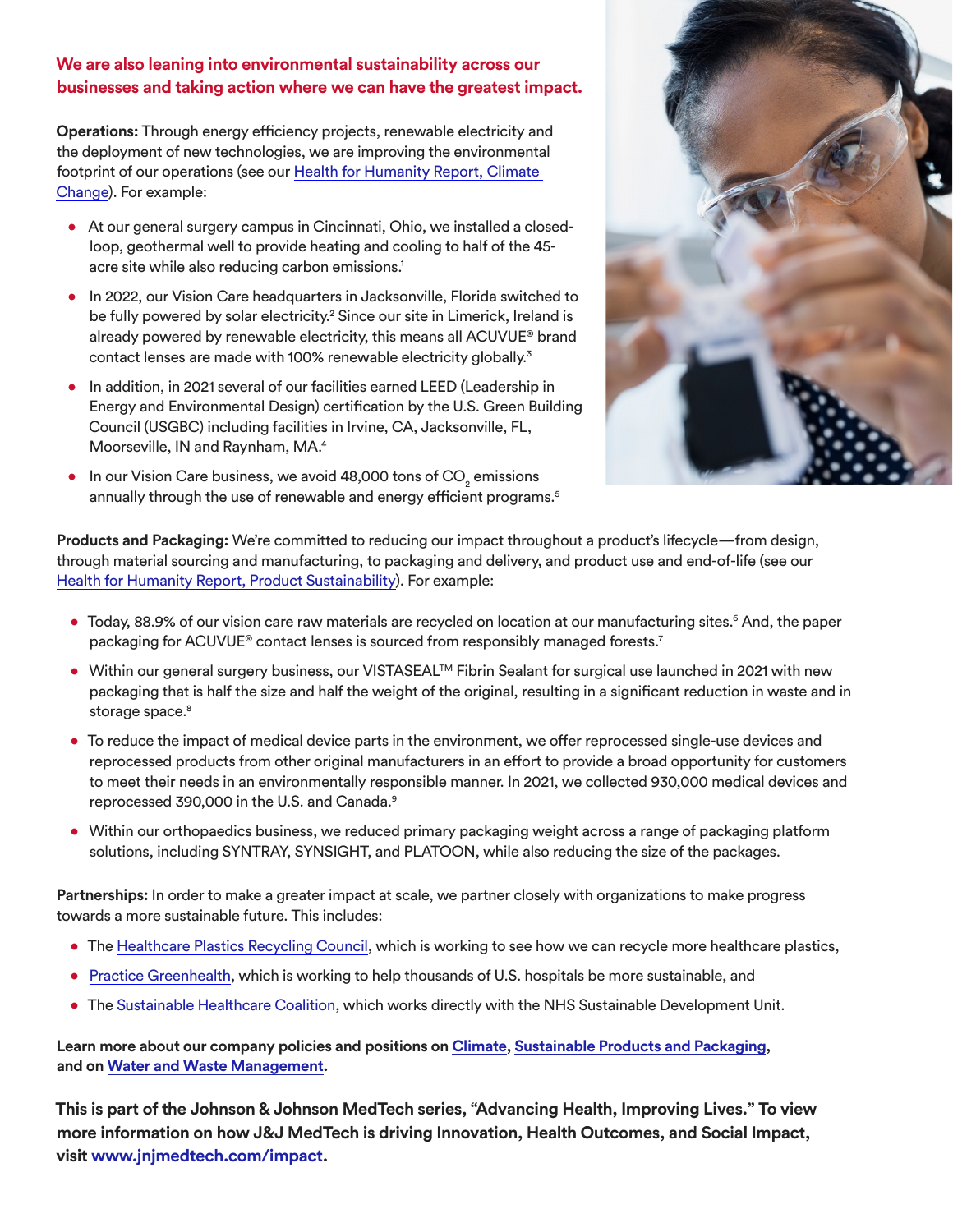**We are also leaning into environmental sustainability across our businesses and taking action where we can have the greatest impact.**

**Operations:** Through energy efficiency projects, renewable electricity and the deployment of new technologies, we are improving the environmental footprint of our operations (see our Health for Humanity Report, Climate Change). For example:

- At our general surgery campus in Cincinnati, Ohio, we installed a closed-loop, geothermal well to provide heating and cooling to half of the 45-acre site while also reducing carbon emissions.[1]
- In 2022, our Vision Care headquarters in Jacksonville, Florida switched to be fully powered by solar electricity.[2] Since our site in Limerick, Ireland is already powered by renewable electricity, this means all ACUVUE® brand contact lenses are made with 100% renewable electricity globally.[3]
- In addition, in 2021 several of our facilities earned LEED (Leadership in Energy and Environmental Design) certification by the U.S. Green Building Council (USGBC) including facilities in Irvine, CA, Jacksonville, FL, Moorseville, IN and Raynham, MA.[4]
- In our Vision Care business, we avoid 48,000 tons of $CO_2$ emissions annually through the use of renewable and energy efficient programs.[5]

**Products and Packaging:** We're committed to reducing our impact throughout a product's lifecycle—from design, through material sourcing and manufacturing, to packaging and delivery, and product use and end-of-life (see our Health for Humanity Report, Product Sustainability). For example:

- Today, 88.9% of our vision care raw materials are recycled on location at our manufacturing sites.[6] And, the paper packaging for ACUVUE® contact lenses is sourced from responsibly managed forests.[7]
- Within our general surgery business, our VISTASEAL™ Fibrin Sealant for surgical use launched in 2021 with new packaging that is half the size and half the weight of the original, resulting in a significant reduction in waste and in storage space.[8]
- To reduce the impact of medical device parts in the environment, we offer reprocessed single-use devices and reprocessed products from other original manufacturers in an effort to provide a broad opportunity for customers to meet their needs in an environmentally responsible manner. In 2021, we collected 930,000 medical devices and reprocessed 390,000 in the U.S. and Canada.[9]
- Within our orthopaedics business, we reduced primary packaging weight across a range of packaging platform solutions, including SYNTRAY, SYNSIGHT, and PLATOON, while also reducing the size of the packages.

**Partnerships:** In order to make a greater impact at scale, we partner closely with organizations to make progress towards a more sustainable future. This includes:

- The Healthcare Plastics Recycling Council, which is working to see how we can recycle more healthcare plastics,
- Practice Greenhealth, which is working to help thousands of U.S. hospitals be more sustainable, and
- The Sustainable Healthcare Coalition, which works directly with the NHS Sustainable Development Unit.

**Learn more about our company policies and positions on Climate, Sustainable Products and Packaging, and on Water and Waste Management.**

**This is part of the Johnson & Johnson MedTech series, "Advancing Health, Improving Lives." To view more information on how J&J MedTech is driving Innovation, Health Outcomes, and Social Impact, visit www.jnjmedtech.com/impact.**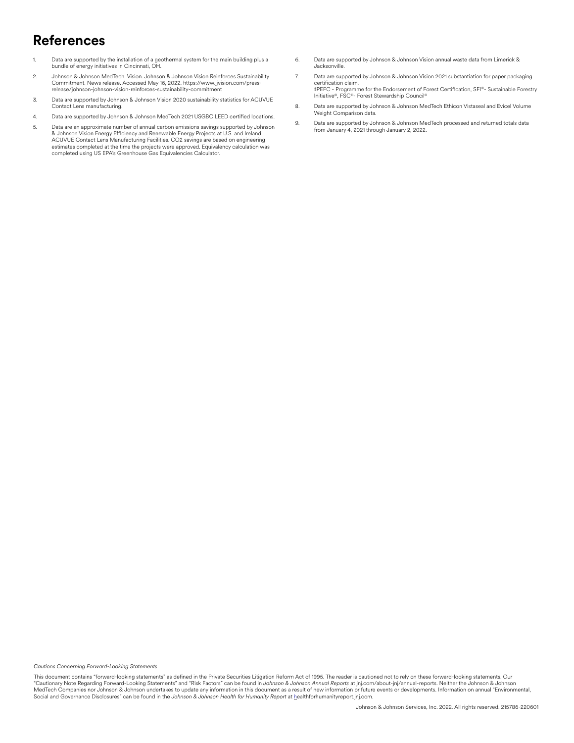# References

1. Data are supported by the installation of a geothermal system for the main building plus a bundle of energy initiatives in Cincinnati, OH.
2. Johnson & Johnson MedTech. Vision. Johnson & Johnson Vision Reinforces Sustainability Commitment. News release. Accessed May 16, 2022. https://www.jjvision.com/press-release/johnson-johnson-vision-reinforces-sustainability-commitment
3. Data are supported by Johnson & Johnson Vision 2020 sustainability statistics for ACUVUE Contact Lens manufacturing.
4. Data are supported by Johnson & Johnson MedTech 2021 USGBC LEED certified locations.
5. Data are an approximate number of annual carbon emissions savings supported by Johnson & Johnson Vision Energy Efficiency and Renewable Energy Projects at U.S. and Ireland ACUVUE Contact Lens Manufacturing Facilities. $CO_2$ savings are based on engineering estimates completed at the time the projects were approved. Equivalency calculation was completed using US EPA's Greenhouse Gas Equivalencies Calculator.
6. Data are supported by Johnson & Johnson Vision annual waste data from Limerick & Jacksonville.
7. Data are supported by Johnson & Johnson Vision 2021 substantiation for paper packaging certification claim.
   ‡PEFC - Programme for the Endorsement of Forest Certification, SFI®- Sustainable Forestry Initiative®, FSC®- Forest Stewardship Council®
8. Data are supported by Johnson & Johnson MedTech Ethicon Vistaseal and Evicel Volume Weight Comparison data.
9. Data are supported by Johnson & Johnson MedTech processed and returned totals data from January 4, 2021 through January 2, 2022.

*Cautions Concerning Forward-Looking Statements*

This document contains "forward-looking statements" as defined in the Private Securities Litigation Reform Act of 1995. The reader is cautioned not to rely on these forward-looking statements. Our "Cautionary Note Regarding Forward-Looking Statements" and "Risk Factors" can be found in *Johnson & Johnson Annual Reports* at jnj.com/about-jnj/annual-reports. Neither the Johnson & Johnson MedTech Companies nor Johnson & Johnson undertakes to update any information in this document as a result of new information or future events or developments. Information on annual "Environmental, Social and Governance Disclosures" can be found in the *Johnson & Johnson Health for Humanity Report* at healthforhumanityreport.jnj.com.

Johnson & Johnson Services, Inc. 2022. All rights reserved. 215786-220601